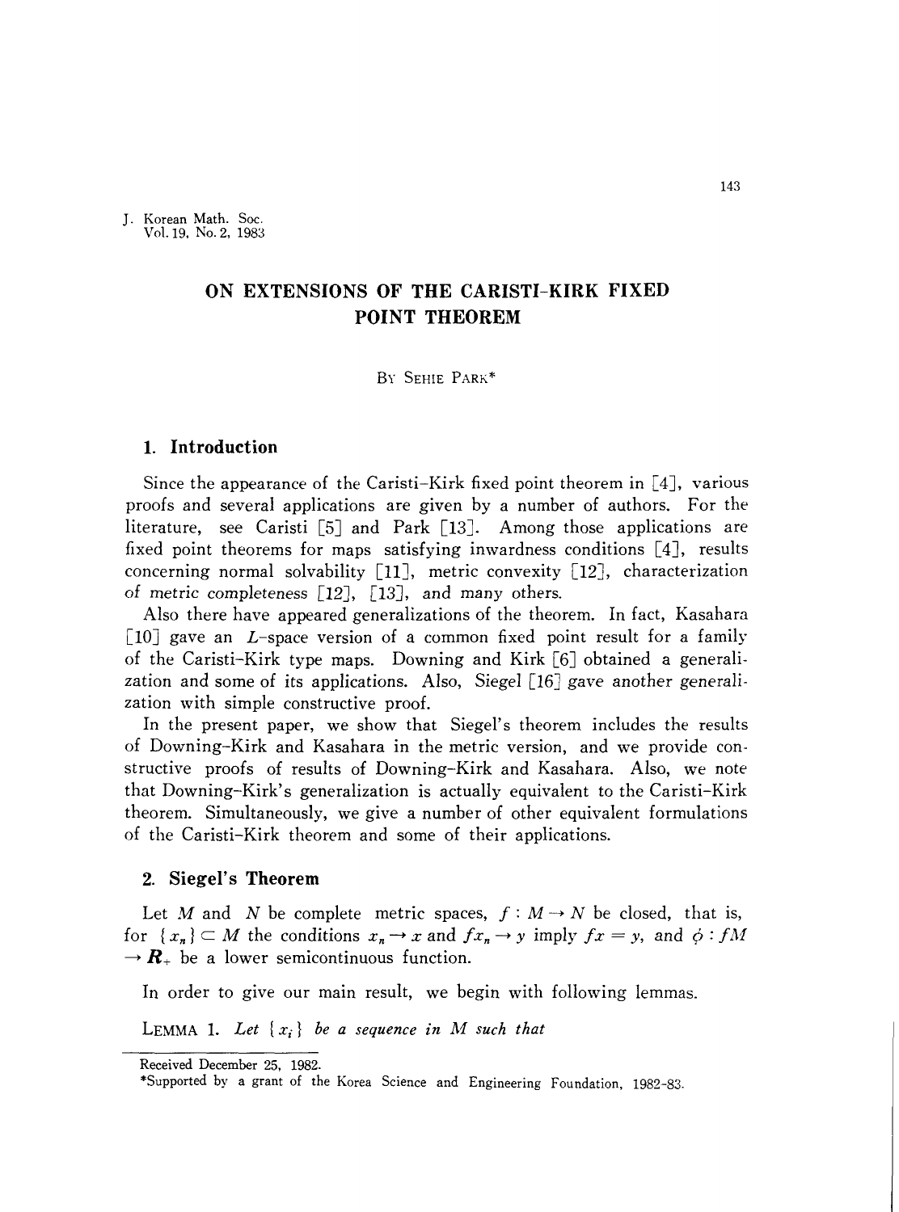# ON EXTENSIONS OF THE CARISTI-KIRK FIXED POINT THEOREM

By Sehie Park*

## 1. Introduction

Since the appearance of the Caristi-Kirk fixed point theorem in [4], various proofs and several applications are given by a number of authors. For the literature, see Caristi [5] and Park [13]. Among those applications are fixed point theorems for maps satisfying inwardness conditions [4], results concerning normal solvability [11], metric convexity [12], characterization of metric completeness [12], [13], and many others.

Also there have appeared generalizations of the theorem. In fact, Kasahara [10] gave an $L$-space version of a common fixed point result for a family of the Caristi-Kirk type maps. Downing and Kirk [6] obtained a generalization and some of its applications. Also, Siegel [16] gave another generalization with simple constructive proof.

In the present paper, we show that Siegel's theorem includes the results of Downing-Kirk and Kasahara in the metric version, and we provide constructive proofs of results of Downing-Kirk and Kasahara. Also, we note that Downing-Kirk's generalization is actually equivalent to the Caristi-Kirk theorem. Simultaneously, we give a number of other equivalent formulations of the Caristi-Kirk theorem and some of their applications.

## 2. Siegel's Theorem

Let $M$ and $N$ be complete metric spaces, $f : M \to N$ be closed, that is, for $\{x_n\} \subset M$ the conditions $x_n \to x$ and $fx_n \to y$ imply $fx = y$, and $\phi : fM \to \boldsymbol{R}_+$ be a lower semicontinuous function.

In order to give our main result, we begin with following lemmas.

Lemma 1. *Let $\{x_i\}$ be a sequence in $M$ such that*

Received December 25, 1982.

*Supported by a grant of the Korea Science and Engineering Foundation, 1982-83.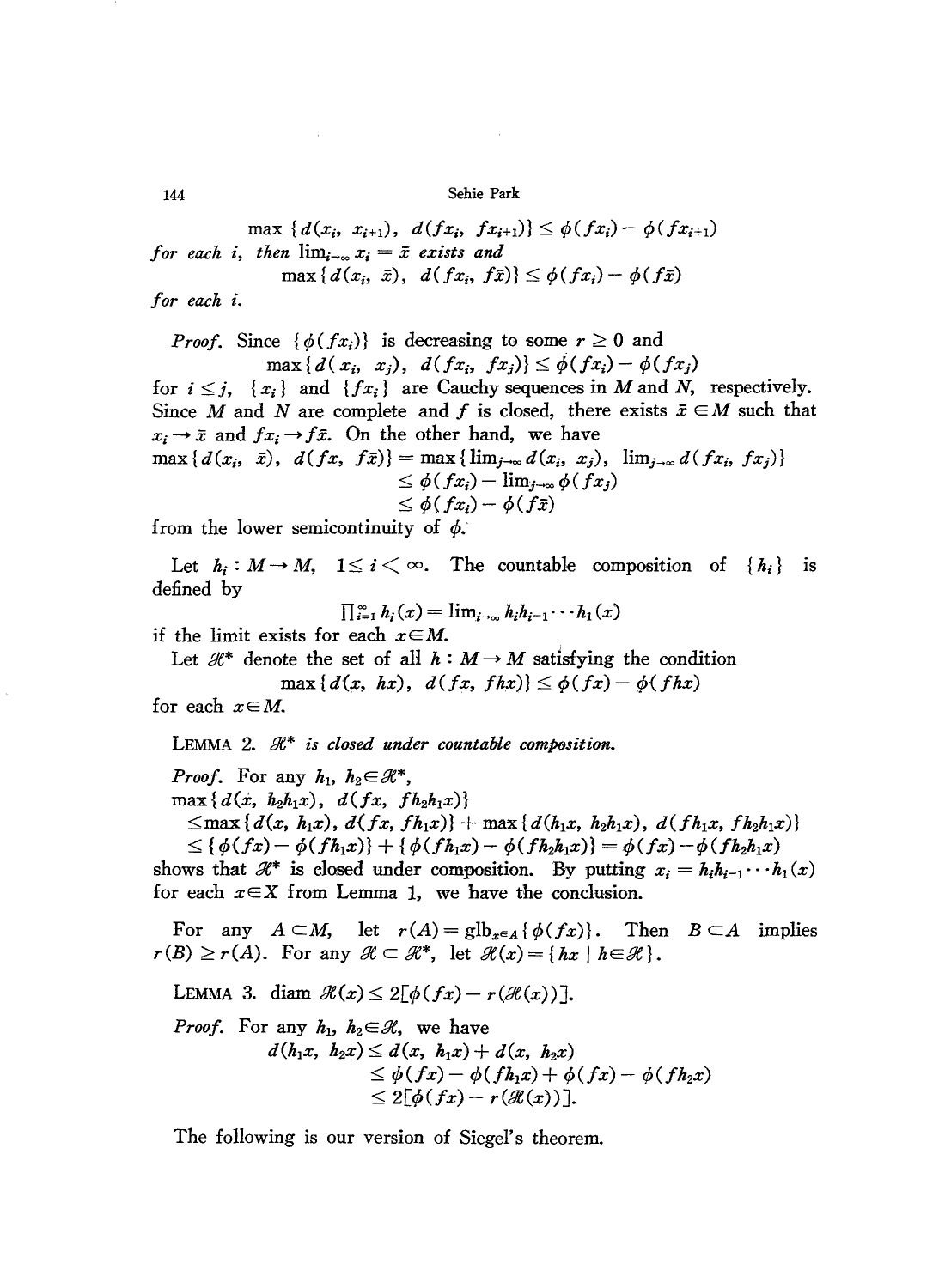$$\max\{d(x_i, x_{i+1}), d(fx_i, fx_{i+1})\} \leq \phi(fx_i) - \phi(fx_{i+1})$$

*for each* $i$, *then* $\lim_{i\to\infty} x_i = \bar{x}$ *exists and*

$$\max\{d(x_i, \bar{x}), d(fx_i, f\bar{x})\} \leq \phi(fx_i) - \phi(f\bar{x})$$

*for each* $i$.

*Proof.* Since $\{\phi(fx_i)\}$ is decreasing to some $r \geq 0$ and

$$\max\{d(x_i, x_j), d(fx_i, fx_j)\} \leq \phi(fx_i) - \phi(fx_j)$$

for $i \leq j$, $\{x_i\}$ and $\{fx_i\}$ are Cauchy sequences in $M$ and $N$, respectively. Since $M$ and $N$ are complete and $f$ is closed, there exists $\bar{x} \in M$ such that $x_i \to \bar{x}$ and $fx_i \to f\bar{x}$. On the other hand, we have

$$\begin{aligned}
\max\{d(x_i, \bar{x}), d(fx, f\bar{x})\} &= \max\{\lim_{j\to\infty} d(x_i, x_j), \lim_{j\to\infty} d(fx_i, fx_j)\} \\
&\leq \phi(fx_i) - \lim_{j\to\infty} \phi(fx_j) \\
&\leq \phi(fx_i) - \phi(f\bar{x})
\end{aligned}$$

from the lower semicontinuity of $\phi$.

Let $h_i : M \to M$, $1 \leq i < \infty$. The countable composition of $\{h_i\}$ is defined by

$$\prod_{i=1}^{\infty} h_i(x) = \lim_{i\to\infty} h_i h_{i-1} \cdots h_1(x)$$

if the limit exists for each $x \in M$.

Let $\mathscr{H}^*$ denote the set of all $h : M \to M$ satisfying the condition

$$\max\{d(x, hx), d(fx, fhx)\} \leq \phi(fx) - \phi(fhx)$$

for each $x \in M$.

LEMMA 2. *$\mathscr{H}^*$ is closed under countable composition.*

*Proof.* For any $h_1, h_2 \in \mathscr{H}^*$,

$$\begin{aligned}
&\max\{d(x, h_2h_1x), d(fx, fh_2h_1x)\} \\
&\leq \max\{d(x, h_1x), d(fx, fh_1x)\} + \max\{d(h_1x, h_2h_1x), d(fh_1x, fh_2h_1x)\} \\
&\leq \{\phi(fx) - \phi(fh_1x)\} + \{\phi(fh_1x) - \phi(fh_2h_1x)\} = \phi(fx) - \phi(fh_2h_1x)
\end{aligned}$$

shows that $\mathscr{H}^*$ is closed under composition. By putting $x_i = h_i h_{i-1} \cdots h_1(x)$ for each $x \in X$ from Lemma 1, we have the conclusion.

For any $A \subset M$, let $r(A) = \text{glb}_{x\in A}\{\phi(fx)\}$. Then $B \subset A$ implies $r(B) \geq r(A)$. For any $\mathscr{H} \subset \mathscr{H}^*$, let $\mathscr{H}(x) = \{hx \mid h \in \mathscr{H}\}$.

LEMMA 3. $\text{diam}\, \mathscr{H}(x) \leq 2[\phi(fx) - r(\mathscr{H}(x))]$.

*Proof.* For any $h_1, h_2 \in \mathscr{H}$, we have

$$\begin{aligned}
d(h_1x, h_2x) &\leq d(x, h_1x) + d(x, h_2x) \\
&\leq \phi(fx) - \phi(fh_1x) + \phi(fx) - \phi(fh_2x) \\
&\leq 2[\phi(fx) - r(\mathscr{H}(x))].
\end{aligned}$$

The following is our version of Siegel's theorem.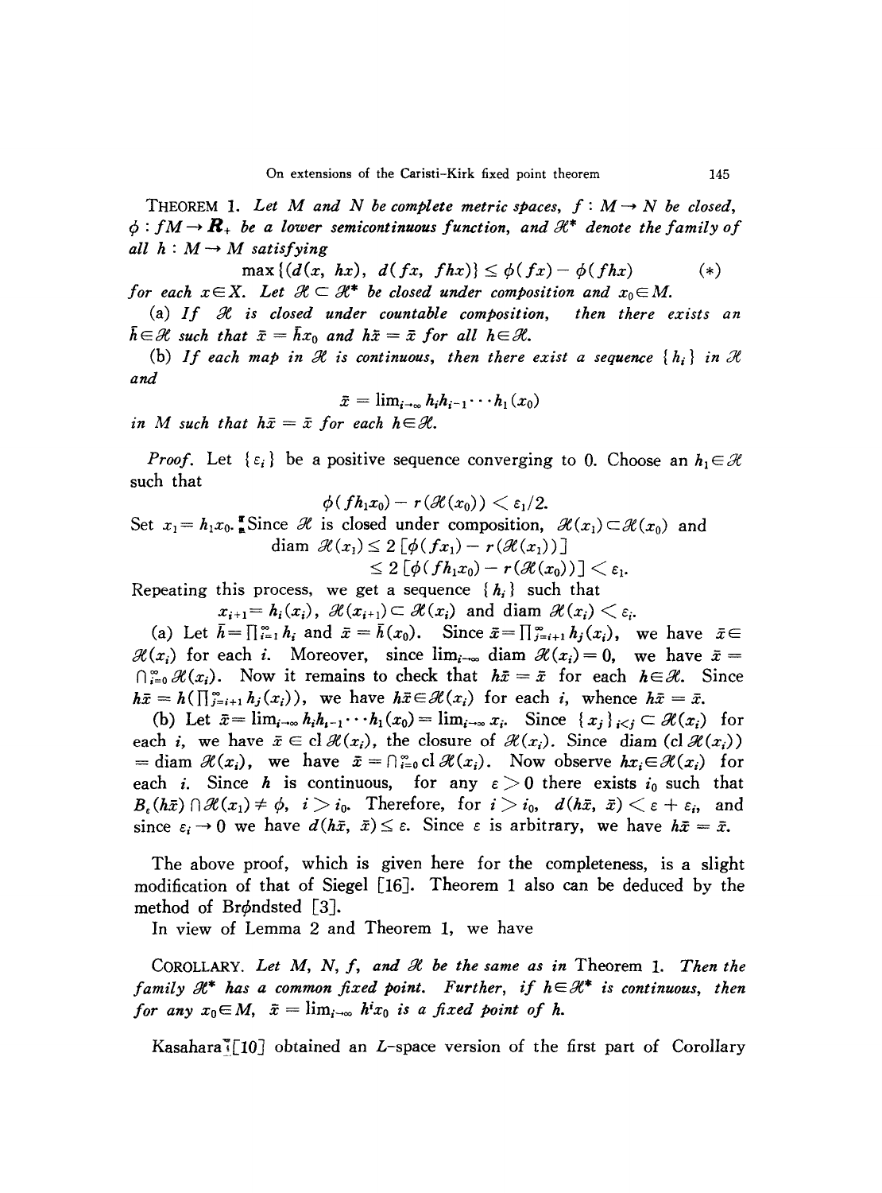**THEOREM 1.** *Let $M$ and $N$ be complete metric spaces, $f: M \to N$ be closed, $\phi: fM \to \boldsymbol{R}_+$ be a lower semicontinuous function, and $\mathscr{H}^*$ denote the family of all $h: M \to M$ satisfying*

$$\max\{(d(x, hx), d(fx, fhx)\} \leq \phi(fx) - \phi(fhx) \qquad (*)$$

*for each $x \in X$. Let $\mathscr{H} \subset \mathscr{H}^*$ be closed under composition and $x_0 \in M$.*

(a) *If $\mathscr{H}$ is closed under countable composition, then there exists an $\bar{h} \in \mathscr{H}$ such that $\bar{x} = \bar{h}x_0$ and $h\bar{x} = \bar{x}$ for all $h \in \mathscr{H}$.*

(b) *If each map in $\mathscr{H}$ is continuous, then there exist a sequence $\{h_i\}$ in $\mathscr{H}$ and*

$$\bar{x} = \lim_{i\to\infty} h_i h_{i-1} \cdots h_1(x_0)$$

*in $M$ such that $h\bar{x} = \bar{x}$ for each $h \in \mathscr{H}$.*

*Proof.* Let $\{\varepsilon_i\}$ be a positive sequence converging to 0. Choose an $h_1 \in \mathscr{H}$ such that

$$\phi(fh_1x_0) - r(\mathscr{H}(x_0)) < \varepsilon_1/2.$$

Set $x_1 = h_1 x_0$. Since $\mathscr{H}$ is closed under composition, $\mathscr{H}(x_1) \subset \mathscr{H}(x_0)$ and

$$\begin{aligned} \operatorname{diam} \mathscr{H}(x_1) &\leq 2\,[\phi(fx_1) - r(\mathscr{H}(x_1))] \\ &\leq 2\,[\phi(fh_1x_0) - r(\mathscr{H}(x_0))] < \varepsilon_1. \end{aligned}$$

Repeating this process, we get a sequence $\{h_i\}$ such that

$$x_{i+1} = h_i(x_i),\ \mathscr{H}(x_{i+1}) \subset \mathscr{H}(x_i) \text{ and } \operatorname{diam} \mathscr{H}(x_i) < \varepsilon_i.$$

(a) Let $\bar{h} = \prod_{i=1}^{\infty} h_i$ and $\bar{x} = \bar{h}(x_0)$. Since $\bar{x} = \prod_{j=i+1}^{\infty} h_j(x_i)$, we have $\bar{x} \in \mathscr{H}(x_i)$ for each $i$. Moreover, since $\lim_{i\to\infty} \operatorname{diam} \mathscr{H}(x_i) = 0$, we have $\bar{x} = \bigcap_{i=0}^{\infty} \mathscr{H}(x_i)$. Now it remains to check that $h\bar{x} = \bar{x}$ for each $h \in \mathscr{H}$. Since $h\bar{x} = h(\prod_{j=i+1}^{\infty} h_j(x_i))$, we have $h\bar{x} \in \mathscr{H}(x_i)$ for each $i$, whence $h\bar{x} = \bar{x}$.

(b) Let $\bar{x} = \lim_{i\to\infty} h_i h_{i-1} \cdots h_1(x_0) = \lim_{i\to\infty} x_i$. Since $\{x_j\}_{i<j} \subset \mathscr{H}(x_i)$ for each $i$, we have $\bar{x} \in \operatorname{cl} \mathscr{H}(x_i)$, the closure of $\mathscr{H}(x_i)$. Since $\operatorname{diam}(\operatorname{cl} \mathscr{H}(x_i)) = \operatorname{diam} \mathscr{H}(x_i)$, we have $\bar{x} = \bigcap_{i=0}^{\infty} \operatorname{cl} \mathscr{H}(x_i)$. Now observe $hx_i \in \mathscr{H}(x_i)$ for each $i$. Since $h$ is continuous, for any $\varepsilon > 0$ there exists $i_0$ such that $B_\varepsilon(h\bar{x}) \cap \mathscr{H}(x_1) \neq \phi$, $i > i_0$. Therefore, for $i > i_0$, $d(h\bar{x}, \bar{x}) < \varepsilon + \varepsilon_i$, and since $\varepsilon_i \to 0$ we have $d(h\bar{x}, \bar{x}) \leq \varepsilon$. Since $\varepsilon$ is arbitrary, we have $h\bar{x} = \bar{x}$.

The above proof, which is given here for the completeness, is a slight modification of that of Siegel [16]. Theorem 1 also can be deduced by the method of Brøndsted [3].

In view of Lemma 2 and Theorem 1, we have

**COROLLARY.** *Let $M$, $N$, $f$, and $\mathscr{H}$ be the same as in* Theorem 1. *Then the family $\mathscr{H}^*$ has a common fixed point. Further, if $h \in \mathscr{H}^*$ is continuous, then for any $x_0 \in M$, $\bar{x} = \lim_{i\to\infty} h^i x_0$ is a fixed point of $h$.*

Kasahara [10] obtained an $L$-space version of the first part of Corollary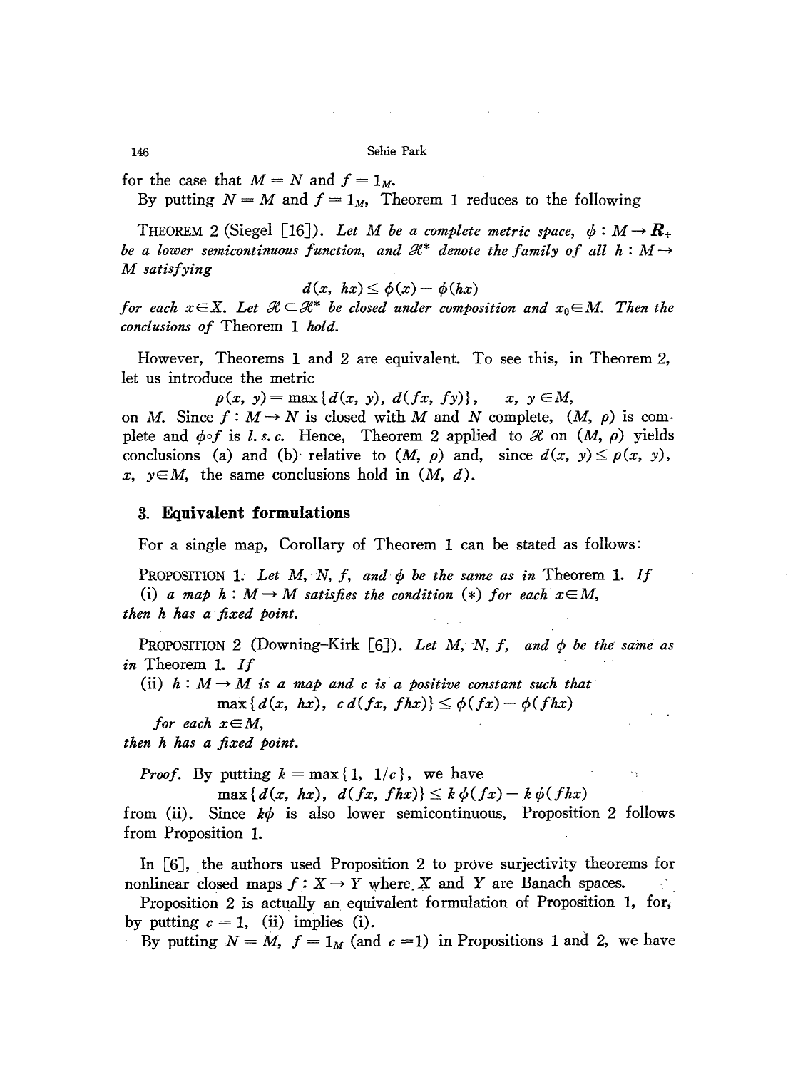for the case that $M = N$ and $f = 1_M$.

By putting $N = M$ and $f = 1_M$, Theorem 1 reduces to the following

THEOREM 2 (Siegel [16]). *Let $M$ be a complete metric space, $\phi : M \to \boldsymbol{R}_+$ be a lower semicontinuous function, and $\mathscr{H}^*$ denote the family of all $h : M \to M$ satisfying*

$$d(x, hx) \leq \phi(x) - \phi(hx)$$

*for each $x \in X$. Let $\mathscr{H} \subset \mathscr{H}^*$ be closed under composition and $x_0 \in M$. Then the conclusions of* Theorem 1 *hold.*

However, Theorems 1 and 2 are equivalent. To see this, in Theorem 2, let us introduce the metric

$$\rho(x, y) = \max\{d(x, y), d(fx, fy)\}, \quad x, y \in M,$$

on $M$. Since $f : M \to N$ is closed with $M$ and $N$ complete, $(M, \rho)$ is complete and $\phi \circ f$ is *l. s. c.* Hence, Theorem 2 applied to $\mathscr{H}$ on $(M, \rho)$ yields conclusions (a) and (b) relative to $(M, \rho)$ and, since $d(x, y) \leq \rho(x, y)$, $x, y \in M$, the same conclusions hold in $(M, d)$.

## 3. Equivalent formulations

For a single map, Corollary of Theorem 1 can be stated as follows:

PROPOSITION 1. *Let $M$, $N$, $f$, and $\phi$ be the same as in* Theorem 1. *If*

(i) *a map $h : M \to M$ satisfies the condition* $(*)$ *for each $x \in M$,*

*then $h$ has a fixed point.*

PROPOSITION 2 (Downing–Kirk [6]). *Let $M$, $N$, $f$, and $\phi$ be the same as in* Theorem 1. *If*

(ii) *$h : M \to M$ is a map and $c$ is a positive constant such that*

$$\max\{d(x, hx), c\, d(fx, fhx)\} \leq \phi(fx) - \phi(fhx)$$

*for each $x \in M$,*

*then $h$ has a fixed point.*

*Proof.* By putting $k = \max\{1, 1/c\}$, we have

$$\max\{d(x, hx), d(fx, fhx)\} \leq k\,\phi(fx) - k\,\phi(fhx)$$

from (ii). Since $k\phi$ is also lower semicontinuous, Proposition 2 follows from Proposition 1.

In [6], the authors used Proposition 2 to prove surjectivity theorems for nonlinear closed maps $f : X \to Y$ where $X$ and $Y$ are Banach spaces.

Proposition 2 is actually an equivalent formulation of Proposition 1, for, by putting $c = 1$, (ii) implies (i).

By putting $N = M$, $f = 1_M$ (and $c = 1$) in Propositions 1 and 2, we have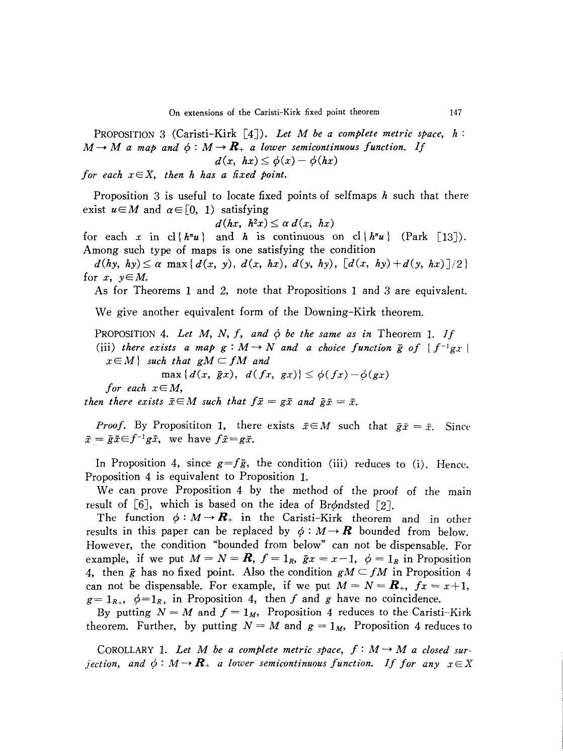PROPOSITION 3 (Caristi-Kirk [4]). *Let $M$ be a complete metric space, $h: M \to M$ a map and $\phi: M \to \boldsymbol{R}_+$ a lower semicontinuous function. If*

$$d(x, hx) \leq \phi(x) - \phi(hx)$$

*for each $x \in X$, then $h$ has a fixed point.*

Proposition 3 is useful to locate fixed points of selfmaps $h$ such that there exist $u \in M$ and $\alpha \in [0, 1)$ satisfying

$$d(hx, h^2x) \leq \alpha\, d(x, hx)$$

for each $x$ in $\mathrm{cl}\{h^n u\}$ and $h$ is continuous on $\mathrm{cl}\{h^n u\}$ (Park [13]). Among such type of maps is one satisfying the condition

$$d(hy, hy) \leq \alpha \max\{d(x, y), d(x, hx), d(y, hy), [d(x, hy) + d(y, hx)]/2\}$$

for $x, y \in M$.

As for Theorems 1 and 2, note that Propositions 1 and 3 are equivalent.

We give another equivalent form of the Downing-Kirk theorem.

PROPOSITION 4. *Let $M$, $N$, $f$, and $\phi$ be the same as in* Theorem 1. *If*

*(iii) there exists a map $g: M \to N$ and a choice function $\bar{g}$ of $\{f^{-1}gx \mid x \in M\}$ such that $gM \subset fM$ and*

$$\max\{d(x, \bar{g}x), d(fx, gx)\} \leq \phi(fx) - \phi(gx)$$

*for each $x \in M$,*

*then there exists $\bar{x} \in M$ such that $f\bar{x} = g\bar{x}$ and $\bar{g}\bar{x} = \bar{x}$.*

*Proof.* By Propostiton 1, there exists $\bar{x} \in M$ such that $\bar{g}\bar{x} = \bar{x}$. Since $\bar{x} = \bar{g}\bar{x} \in f^{-1}g\bar{x}$, we have $f\bar{x} = g\bar{x}$.

In Proposition 4, since $g = f\bar{g}$, the condition (iii) reduces to (i). Hence, Proposition 4 is equivalent to Proposition 1.

We can prove Proposition 4 by the method of the proof of the main result of [6], which is based on the idea of Brøndsted [2].

The function $\phi: M \to \boldsymbol{R}_+$ in the Caristi-Kirk theorem and in other results in this paper can be replaced by $\phi: M \to \boldsymbol{R}$ bounded from below. However, the condition "bounded from below" can not be dispensable. For example, if we put $M = N = \boldsymbol{R}$, $f = 1_{\boldsymbol{R}}$, $\bar{g}x = x - 1$, $\phi = 1_{\boldsymbol{R}}$ in Proposition 4, then $\bar{g}$ has no fixed point. Also the condition $gM \subset fM$ in Proposition 4 can not be dispensable. For example, if we put $M = N = \boldsymbol{R}_+$, $fx = x + 1$, $g = 1_{\boldsymbol{R}_+}$, $\phi = 1_{\boldsymbol{R}_+}$ in Proposition 4, then $f$ and $g$ have no coincidence.

By putting $N = M$ and $f = 1_M$, Proposition 4 reduces to the Caristi-Kirk theorem. Further, by putting $N = M$ and $g = 1_M$, Proposition 4 reduces to

COROLLARY 1. *Let $M$ be a complete metric space, $f: M \to M$ a closed surjection, and $\phi: M \to \boldsymbol{R}_+$ a lower semicontinuous function. If for any $x \in X$*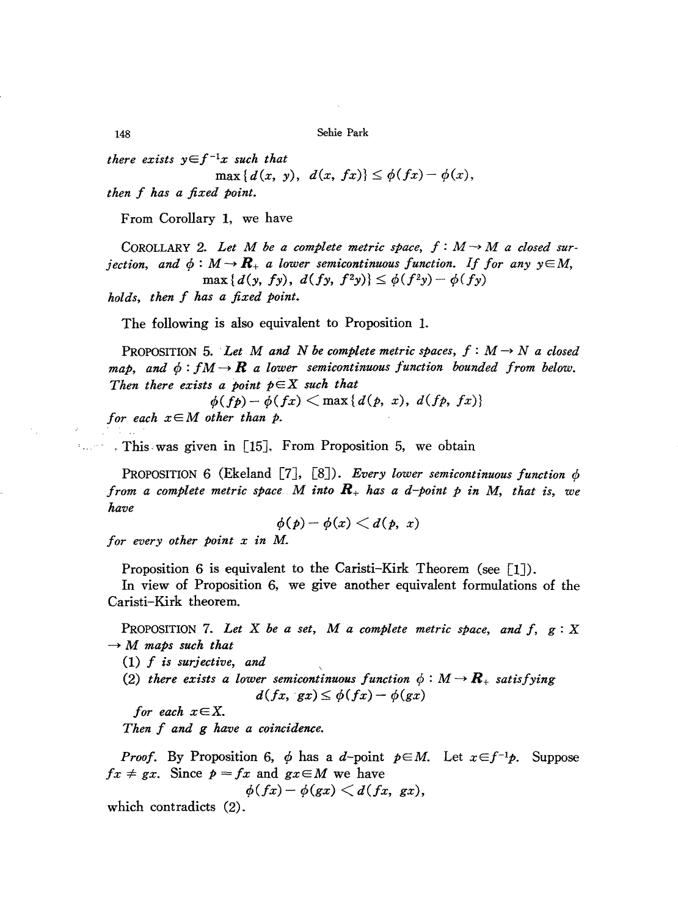*there exists* $y \in f^{-1}x$ *such that*

$$\max\{d(x, y),\ d(x, fx)\} \leq \phi(fx) - \phi(x),$$

*then* $f$ *has a fixed point.*

From Corollary 1, we have

COROLLARY 2. *Let* $M$ *be a complete metric space,* $f : M \to M$ *a closed surjection, and* $\phi : M \to \boldsymbol{R}_+$ *a lower semicontinuous function. If for any* $y \in M$,

$$\max\{d(y, fy),\ d(fy, f^2y)\} \leq \phi(f^2y) - \phi(fy)$$

*holds, then* $f$ *has a fixed point.*

The following is also equivalent to Proposition 1.

PROPOSITION 5. *Let* $M$ *and* $N$ *be complete metric spaces,* $f : M \to N$ *a closed map, and* $\phi : fM \to \boldsymbol{R}$ *a lower semicontinuous function bounded from below. Then there exists a point* $p \in X$ *such that*

$$\phi(fp) - \phi(fx) < \max\{d(p, x),\ d(fp, fx)\}$$

*for each* $x \in M$ *other than* $p$.

This was given in [15]. From Proposition 5, we obtain

PROPOSITION 6 (Ekeland [7], [8]). *Every lower semicontinuous function* $\phi$ *from a complete metric space* $M$ *into* $\boldsymbol{R}_+$ *has a* $d$*-point* $p$ *in* $M$*, that is, we have*

$$\phi(p) - \phi(x) < d(p, x)$$

*for every other point* $x$ *in* $M$.

Proposition 6 is equivalent to the Caristi–Kirk Theorem (see [1]).

In view of Proposition 6, we give another equivalent formulations of the Caristi–Kirk theorem.

PROPOSITION 7. *Let* $X$ *be a set,* $M$ *a complete metric space, and* $f,\ g : X \to M$ *maps such that*

(1) $f$ *is surjective, and*

(2) *there exists a lower semicontinuous function* $\phi : M \to \boldsymbol{R}_+$ *satisfying*

$$d(fx, gx) \leq \phi(fx) - \phi(gx)$$

*for each* $x \in X$.

*Then* $f$ *and* $g$ *have a coincidence.*

*Proof.* By Proposition 6, $\phi$ has a $d$-point $p \in M$. Let $x \in f^{-1}p$. Suppose $fx \neq gx$. Since $p = fx$ and $gx \in M$ we have

$$\phi(fx) - \phi(gx) < d(fx, gx),$$

which contradicts (2).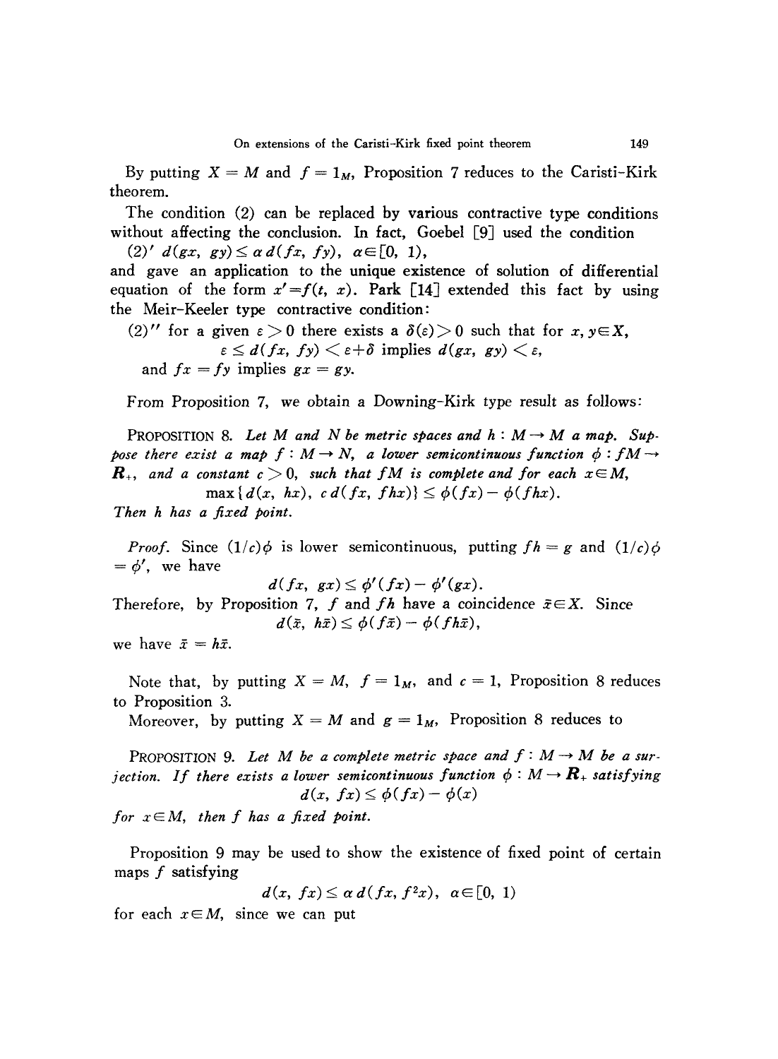By putting $X = M$ and $f = 1_M$, Proposition 7 reduces to the Caristi-Kirk theorem.

The condition (2) can be replaced by various contractive type conditions without affecting the conclusion. In fact, Goebel [9] used the condition

(2)′ $d(gx, gy) \leq \alpha\, d(fx, fy)$, $\alpha \in [0, 1)$,

and gave an application to the unique existence of solution of differential equation of the form $x' = f(t, x)$. Park [14] extended this fact by using the Meir-Keeler type contractive condition:

(2)″ for a given $\varepsilon > 0$ there exists a $\delta(\varepsilon) > 0$ such that for $x, y \in X$,

$$\varepsilon \leq d(fx, fy) < \varepsilon + \delta \text{ implies } d(gx, gy) < \varepsilon,$$

and $fx = fy$ implies $gx = gy$.

From Proposition 7, we obtain a Downing-Kirk type result as follows:

PROPOSITION 8. *Let $M$ and $N$ be metric spaces and $h : M \to M$ a map. Suppose there exist a map $f : M \to N$, a lower semicontinuous function $\phi : fM \to \mathbf{R}_+$, and a constant $c > 0$, such that $fM$ is complete and for each $x \in M$,*

$$\max\{d(x, hx),\ c\, d(fx, fhx)\} \leq \phi(fx) - \phi(fhx).$$

*Then $h$ has a fixed point.*

*Proof.* Since $(1/c)\phi$ is lower semicontinuous, putting $fh = g$ and $(1/c)\phi = \phi'$, we have

$$d(fx, gx) \leq \phi'(fx) - \phi'(gx).$$

Therefore, by Proposition 7, $f$ and $fh$ have a coincidence $\bar{x} \in X$. Since

$$d(\bar{x}, h\bar{x}) \leq \phi(f\bar{x}) - \phi(fh\bar{x}),$$

we have $\bar{x} = h\bar{x}$.

Note that, by putting $X = M$, $f = 1_M$, and $c = 1$, Proposition 8 reduces to Proposition 3.

Moreover, by putting $X = M$ and $g = 1_M$, Proposition 8 reduces to

PROPOSITION 9. *Let $M$ be a complete metric space and $f : M \to M$ be a surjection. If there exists a lower semicontinuous function $\phi : M \to \mathbf{R}_+$ satisfying*

$$d(x, fx) \leq \phi(fx) - \phi(x)$$

*for $x \in M$, then $f$ has a fixed point.*

Proposition 9 may be used to show the existence of fixed point of certain maps $f$ satisfying

$$d(x, fx) \leq \alpha\, d(fx, f^2x), \quad \alpha \in [0, 1)$$

for each $x \in M$, since we can put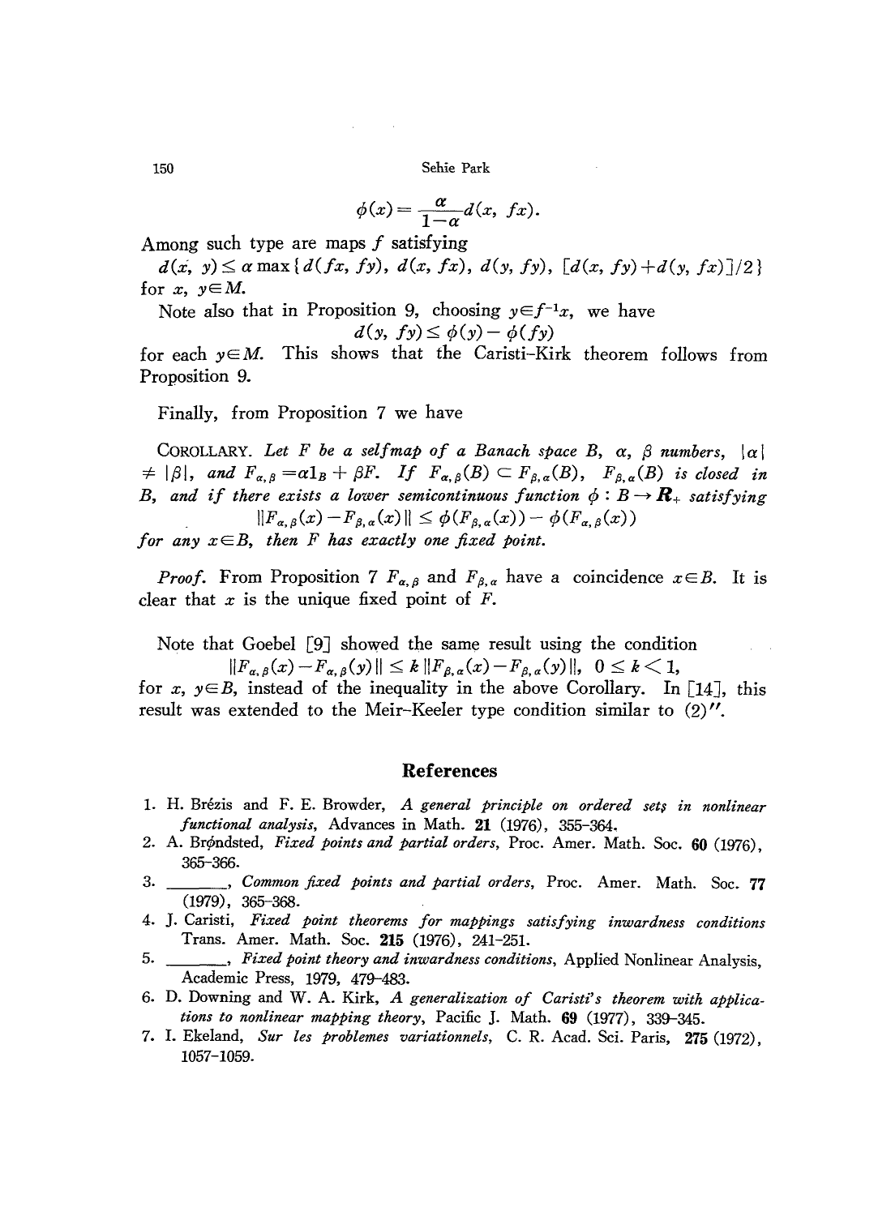$$\phi(x) = \frac{\alpha}{1-\alpha} d(x, fx).$$

Among such type are maps $f$ satisfying

$d(x, y) \leq \alpha \max\{d(fx, fy), d(x, fx), d(y, fy), [d(x, fy)+d(y, fx)]/2\}$ for $x, y \in M$.

Note also that in Proposition 9, choosing $y \in f^{-1}x$, we have

$$d(y, fy) \leq \phi(y) - \phi(fy)$$

for each $y \in M$. This shows that the Caristi-Kirk theorem follows from Proposition 9.

Finally, from Proposition 7 we have

COROLLARY. *Let $F$ be a selfmap of a Banach space $B$, $\alpha$, $\beta$ numbers, $|\alpha| \neq |\beta|$, and $F_{\alpha,\beta} = \alpha 1_B + \beta F$. If $F_{\alpha,\beta}(B) \subset F_{\beta,\alpha}(B)$, $F_{\beta,\alpha}(B)$ is closed in $B$, and if there exists a lower semicontinuous function $\phi : B \to \mathbf{R}_+$ satisfying*

$$\|F_{\alpha,\beta}(x) - F_{\beta,\alpha}(x)\| \leq \phi(F_{\beta,\alpha}(x)) - \phi(F_{\alpha,\beta}(x))$$

*for any $x \in B$, then $F$ has exactly one fixed point.*

*Proof.* From Proposition 7 $F_{\alpha,\beta}$ and $F_{\beta,\alpha}$ have a coincidence $x \in B$. It is clear that $x$ is the unique fixed point of $F$.

Note that Goebel [9] showed the same result using the condition

$$\|F_{\alpha,\beta}(x) - F_{\alpha,\beta}(y)\| \leq k \|F_{\beta,\alpha}(x) - F_{\beta,\alpha}(y)\|, \quad 0 \leq k < 1,$$

for $x, y \in B$, instead of the inequality in the above Corollary. In [14], this result was extended to the Meir-Keeler type condition similar to $(2)''$.

## References

1. H. Brézis and F. E. Browder, *A general principle on ordered sets in nonlinear functional analysis*, Advances in Math. **21** (1976), 355–364.
2. A. Brøndsted, *Fixed points and partial orders*, Proc. Amer. Math. Soc. **60** (1976), 365–366.
3. ———, *Common fixed points and partial orders*, Proc. Amer. Math. Soc. **77** (1979), 365–368.
4. J. Caristi, *Fixed point theorems for mappings satisfying inwardness conditions* Trans. Amer. Math. Soc. **215** (1976), 241–251.
5. ———, *Fixed point theory and inwardness conditions*, Applied Nonlinear Analysis, Academic Press, 1979, 479–483.
6. D. Downing and W. A. Kirk, *A generalization of Caristi's theorem with applications to nonlinear mapping theory*, Pacific J. Math. **69** (1977), 339–345.
7. I. Ekeland, *Sur les problemes variationnels*, C. R. Acad. Sci. Paris, **275** (1972), 1057–1059.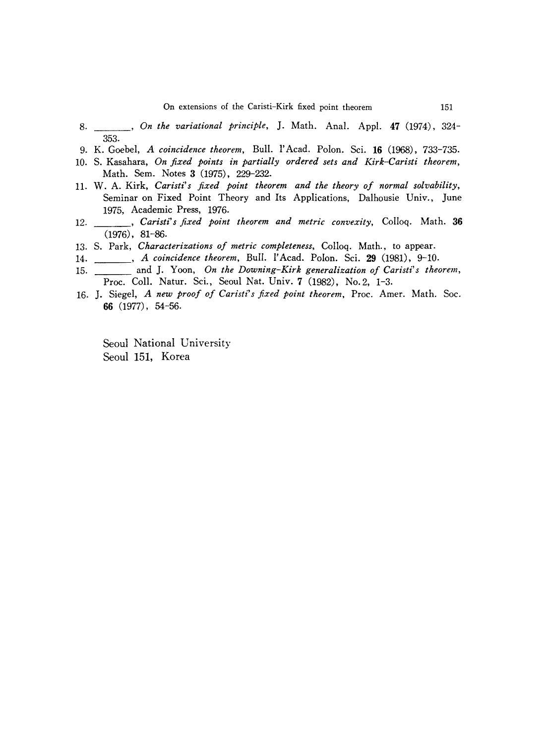8. \_\_\_\_\_\_\_, *On the variational principle*, J. Math. Anal. Appl. **47** (1974), 324-353.
9. K. Goebel, *A coincidence theorem*, Bull. l'Acad. Polon. Sci. **16** (1968), 733-735.
10. S. Kasahara, *On fixed points in partially ordered sets and Kirk-Caristi theorem*, Math. Sem. Notes **3** (1975), 229-232.
11. W. A. Kirk, *Caristi's fixed point theorem and the theory of normal solvability*, Seminar on Fixed Point Theory and Its Applications, Dalhousie Univ., June 1975, Academic Press, 1976.
12. \_\_\_\_\_\_\_, *Caristi's fixed point theorem and metric convexity*, Colloq. Math. **36** (1976), 81-86.
13. S. Park, *Characterizations of metric completeness*, Colloq. Math., to appear.
14. \_\_\_\_\_\_\_, *A coincidence theorem*, Bull. l'Acad. Polon. Sci. **29** (1981), 9-10.
15. \_\_\_\_\_\_\_ and J. Yoon, *On the Downing-Kirk generalization of Caristi's theorem*, Proc. Coll. Natur. Sci., Seoul Nat. Univ. **7** (1982), No. 2, 1-3.
16. J. Siegel, *A new proof of Caristi's fixed point theorem*, Proc. Amer. Math. Soc. **66** (1977), 54-56.

Seoul National University
Seoul 151, Korea